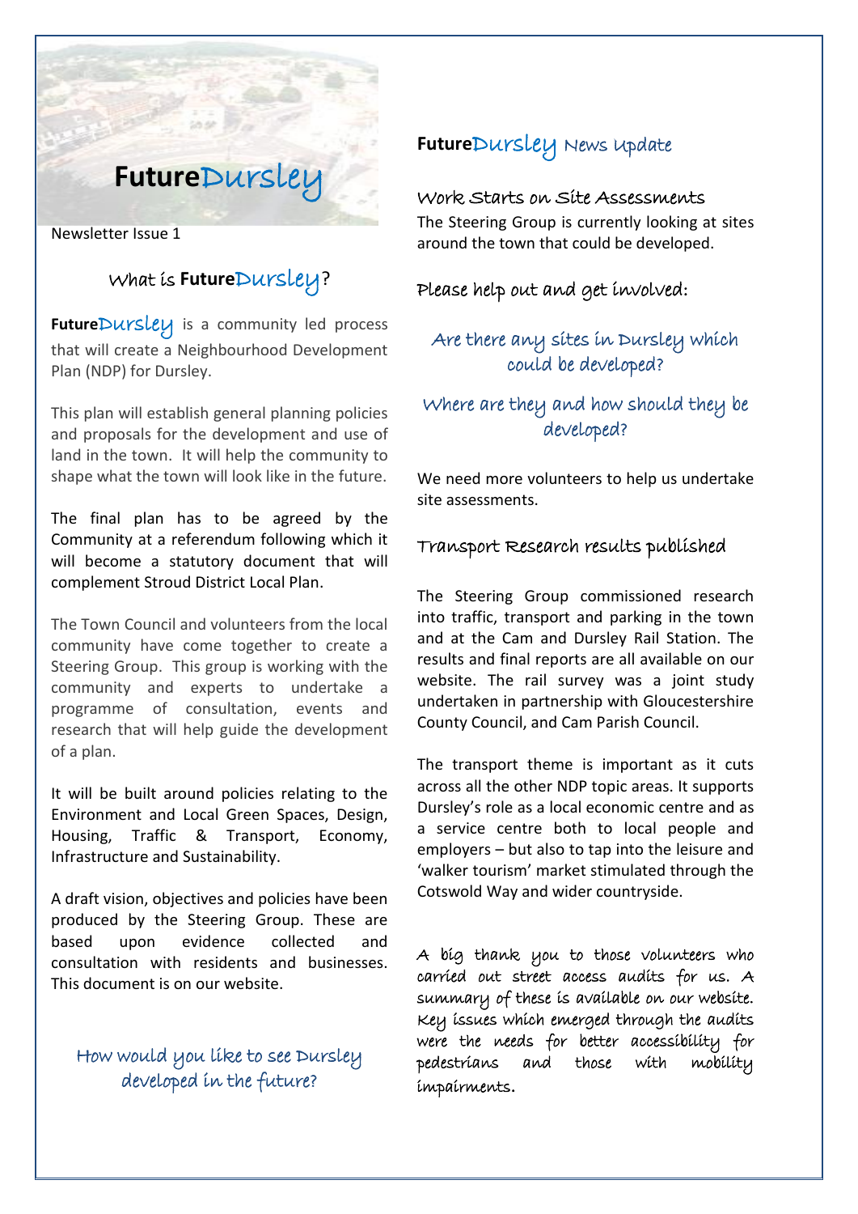# **Future**Dursley

Newsletter Issue 1

## What is **Future**Dursley?

**Future**Dursley is a community led process that will create a Neighbourhood Development Plan (NDP) for Dursley.

This plan will establish general planning policies and proposals for the development and use of land in the town. It will help the community to shape what the town will look like in the future.

The final plan has to be agreed by the Community at a referendum following which it will become a statutory document that will complement Stroud District Local Plan.

The Town Council and volunteers from the local community have come together to create a Steering Group. This group is working with the community and experts to undertake a programme of consultation, events and research that will help guide the development of a plan.

It will be built around policies relating to the Environment and Local Green Spaces, Design, Housing, Traffic & Transport, Economy, Infrastructure and Sustainability.

A draft vision, objectives and policies have been produced by the Steering Group. These are based upon evidence collected and consultation with residents and businesses. This document is on our website.

*How would you like to see Dursley developed in the future?*

## **Future**Dursley News Update

### Work Starts on Site Assessments

The Steering Group is currently looking at sites around the town that could be developed.

### Please help out and get involved:

*Are there any sites in Dursley which could be developed?*

*Where are they and how should they be developed?*

We need more volunteers to help us undertake site assessments.

### Transport Research results published

The Steering Group commissioned research into traffic, transport and parking in the town and at the Cam and Dursley Rail Station. The results and final reports are all available on our website. The rail survey was a joint study undertaken in partnership with Gloucestershire County Council, and Cam Parish Council.

The transport theme is important as it cuts across all the other NDP topic areas. It supports Dursley's role as a local economic centre and as a service centre both to local people and employers – but also to tap into the leisure and 'walker tourism' market stimulated through the Cotswold Way and wider countryside.

A big thank you to those volunteers who carried out street access audits for us. A summary of these is available on our website. Key issues which emerged through the audits were the needs for better accessibility for pedestrians and those with mobility impairments.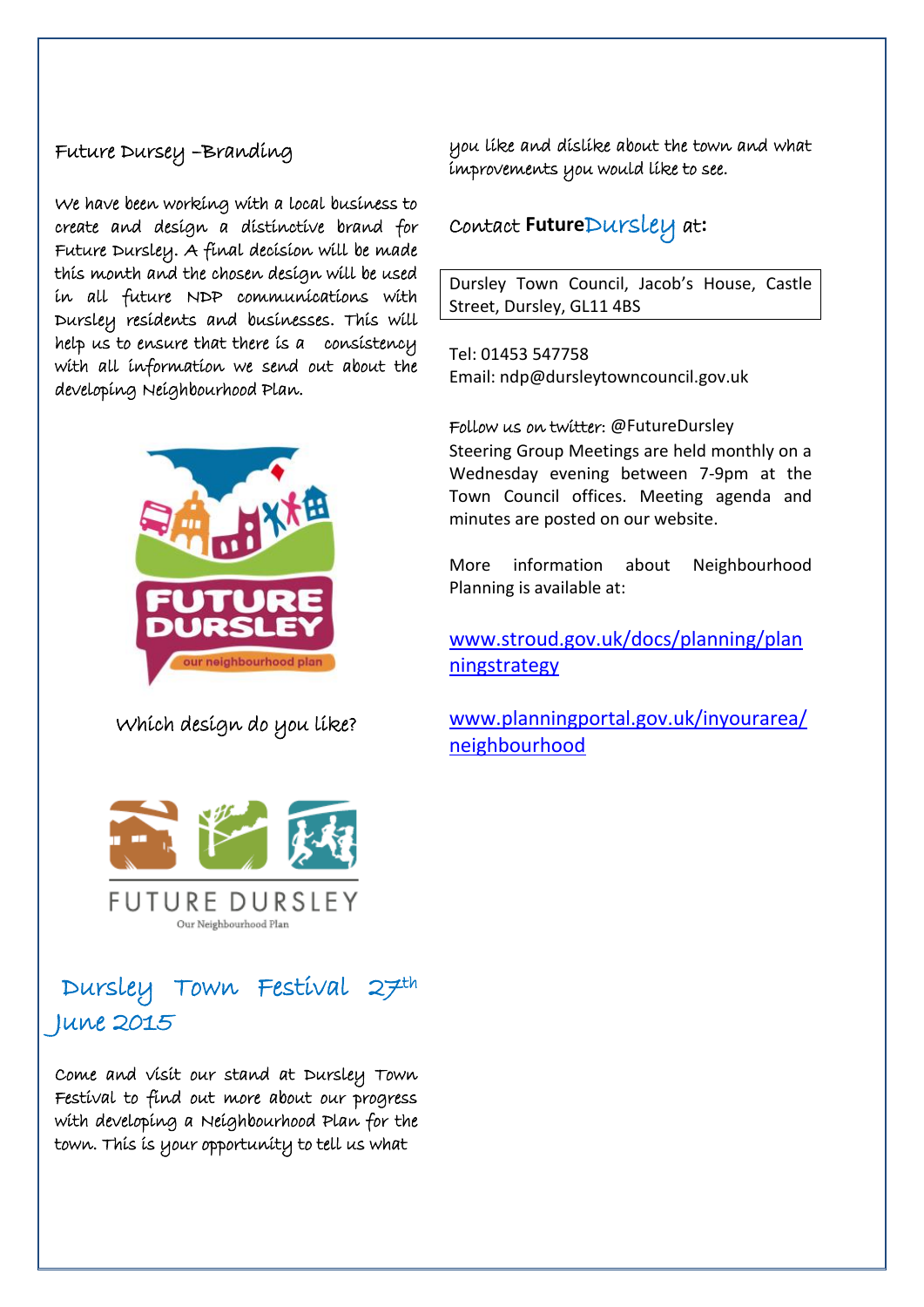## Future Dursey –Branding

We have been working with a local business to create and design a distinctive brand for Future Dursley. A final decision will be made this month and the chosen design will be used in all future NDP communications with Dursley residents and businesses. This will help us to ensure that there is a consistency with all information we send out about the developing Neighbourhood Plan.

FUTURE DURSLEY
our neighbourhood plan

Which design do you like?

FUTURE DURSLEY
Our Neighbourhood Plan

## Dursley Town Festival 27th June 2015

Come and visit our stand at Dursley Town Festival to find out more about our progress with developing a Neighbourhood Plan for the town. This is your opportunity to tell us what you like and dislike about the town and what improvements you would like to see.

## Contact **Future**Dursley at:

Dursley Town Council, Jacob's House, Castle Street, Dursley, GL11 4BS

Tel: 01453 547758
Email: ndp@dursleytowncouncil.gov.uk

Follow us on twitter: @FutureDursley
Steering Group Meetings are held monthly on a Wednesday evening between 7-9pm at the Town Council offices. Meeting agenda and minutes are posted on our website.

More information about Neighbourhood Planning is available at:

www.stroud.gov.uk/docs/planning/planningstrategy

www.planningportal.gov.uk/inyourarea/neighbourhood